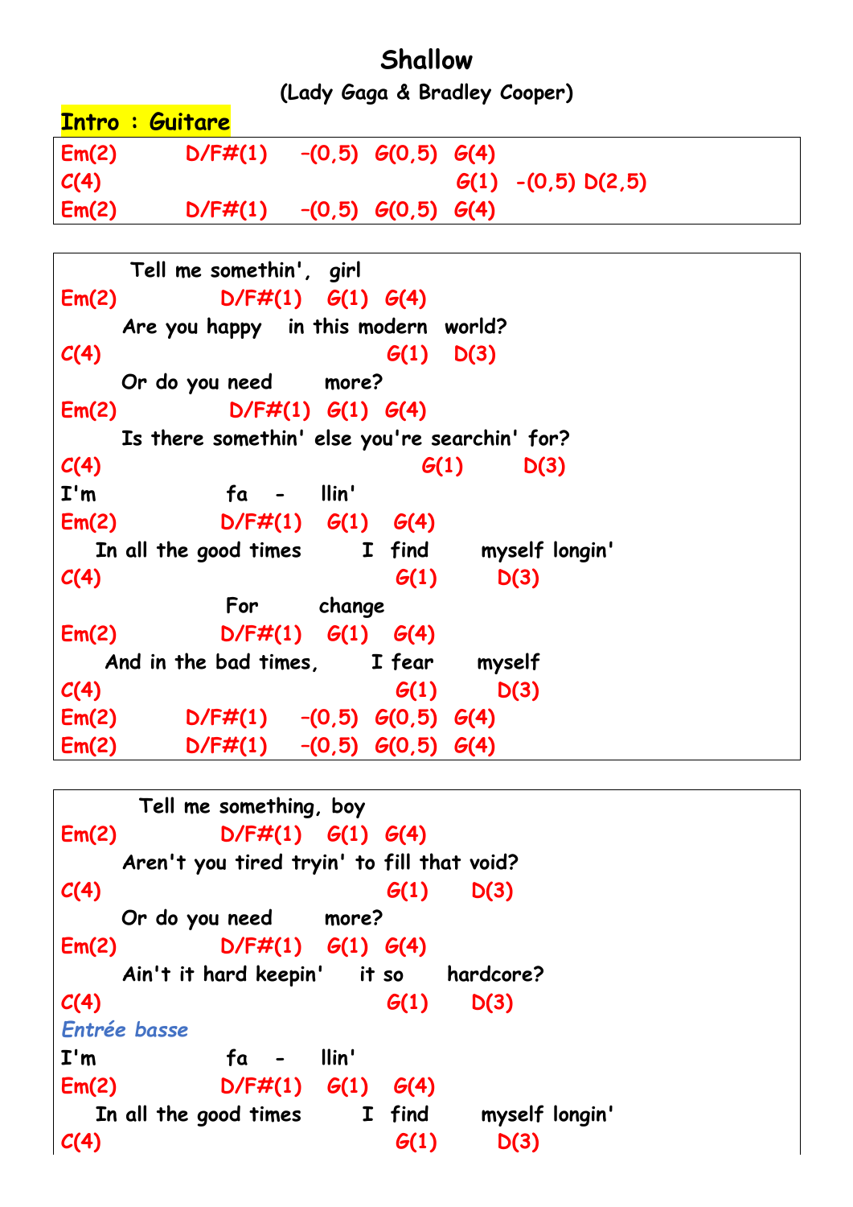# Shallow

**(Lady Gaga & Bradley Cooper)**

**Intro : Guitare**

```
Em(2)        D/F#(1)    -(0,5)  G(0,5)  G(4)
C(4)                                    G(1)   -(0,5) D(2,5)
Em(2)        D/F#(1)    -(0,5)  G(0,5)  G(4)
```

```
       Tell me somethin',  girl
Em(2)           D/F#(1)   G(1)  G(4)
      Are you happy   in this modern  world?
C(4)                              G(1)    D(3)
      Or do you need      more?
Em(2)            D/F#(1)  G(1)  G(4)
      Is there somethin' else you're searchin' for?
C(4)                                    G(1)       D(3)
I'm              fa   -    llin'
Em(2)           D/F#(1)   G(1)   G(4)
   In all the good times       I  find      myself longin'
C(4)                               G(1)       D(3)
                 For       change
Em(2)           D/F#(1)   G(1)   G(4)
    And in the bad times,      I fear     myself
C(4)                               G(1)       D(3)
Em(2)        D/F#(1)    -(0,5)  G(0,5)  G(4)
Em(2)        D/F#(1)    -(0,5)  G(0,5)  G(4)
```

```
        Tell me something, boy
Em(2)           D/F#(1)   G(1)  G(4)
      Aren't you tired tryin' to fill that void?
C(4)                              G(1)      D(3)
      Or do you need      more?
Em(2)           D/F#(1)   G(1)  G(4)
      Ain't it hard keepin'    it so     hardcore?
C(4)                              G(1)      D(3)
Entrée basse
I'm              fa   -    llin'
Em(2)           D/F#(1)   G(1)   G(4)
   In all the good times       I  find      myself longin'
C(4)                               G(1)       D(3)
```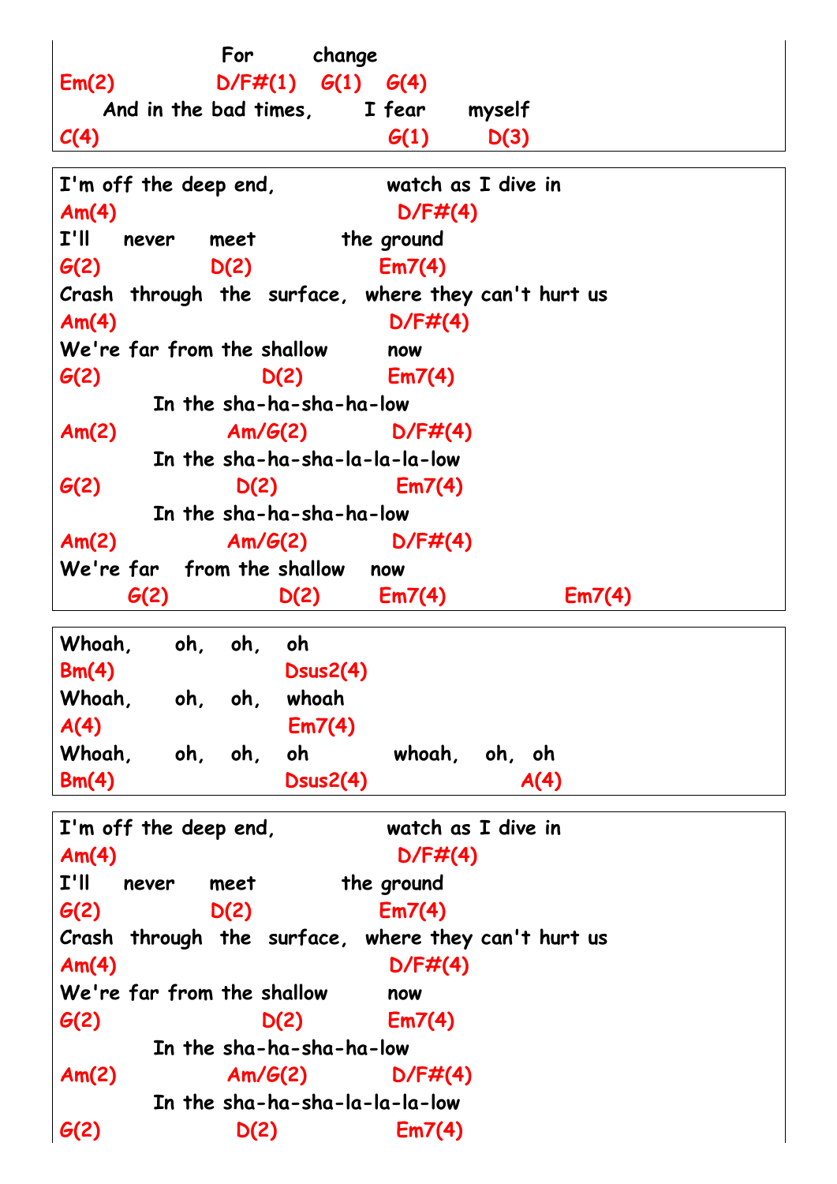```
                 For       change
Em(2)           D/F#(1)   G(1)   G(4)
    And in the bad times,     I fear    myself
C(4)                             G(1)      D(3)
```

```
I'm off the deep end,            watch as I dive in
Am(4)                             D/F#(4)
I'll   never   meet          the ground
G(2)           D(2)          Em7(4)
Crash  through  the  surface,  where they can't hurt us
Am(4)                            D/F#(4)
We're far from the shallow       now
G(2)                 D(2)        Em7(4)
        In the sha-ha-sha-ha-low
Am(2)          Am/G(2)       D/F#(4)
        In the sha-ha-sha-la-la-la-low
G(2)              D(2)          Em7(4)
        In the sha-ha-sha-ha-low
Am(2)          Am/G(2)       D/F#(4)
We're far   from the shallow   now
      G(2)           D(2)        Em7(4)              Em7(4)
```

```
Whoah,     oh,   oh,   oh
Bm(4)                Dsus2(4)
Whoah,     oh,   oh,   whoah
A(4)                 Em7(4)
Whoah,     oh,   oh,   oh          whoah,   oh,  oh
Bm(4)                Dsus2(4)                A(4)
```

```
I'm off the deep end,            watch as I dive in
Am(4)                             D/F#(4)
I'll   never   meet          the ground
G(2)           D(2)          Em7(4)
Crash  through  the  surface,  where they can't hurt us
Am(4)                            D/F#(4)
We're far from the shallow       now
G(2)                 D(2)        Em7(4)
        In the sha-ha-sha-ha-low
Am(2)          Am/G(2)       D/F#(4)
        In the sha-ha-sha-la-la-la-low
G(2)              D(2)          Em7(4)
```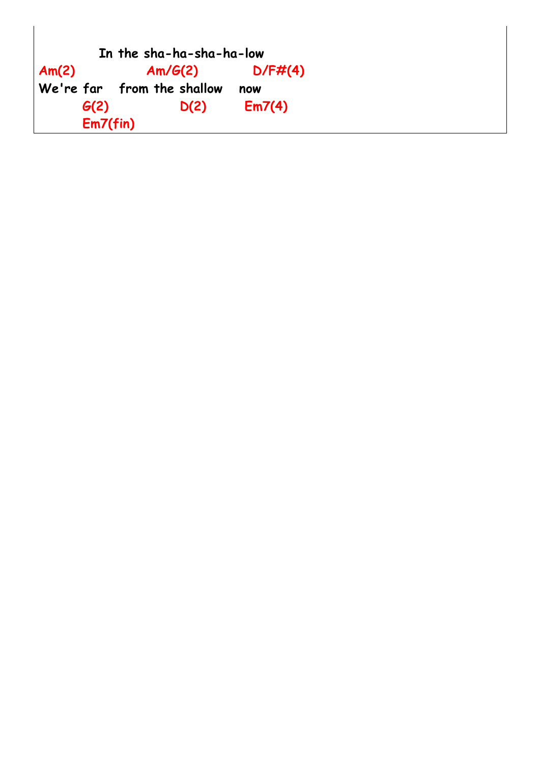```
          In the sha-ha-sha-ha-low
Am(2)            Am/G(2)          D/F#(4)
We're far   from the shallow   now
       G(2)             D(2)       Em7(4)
       Em7(fin)
```